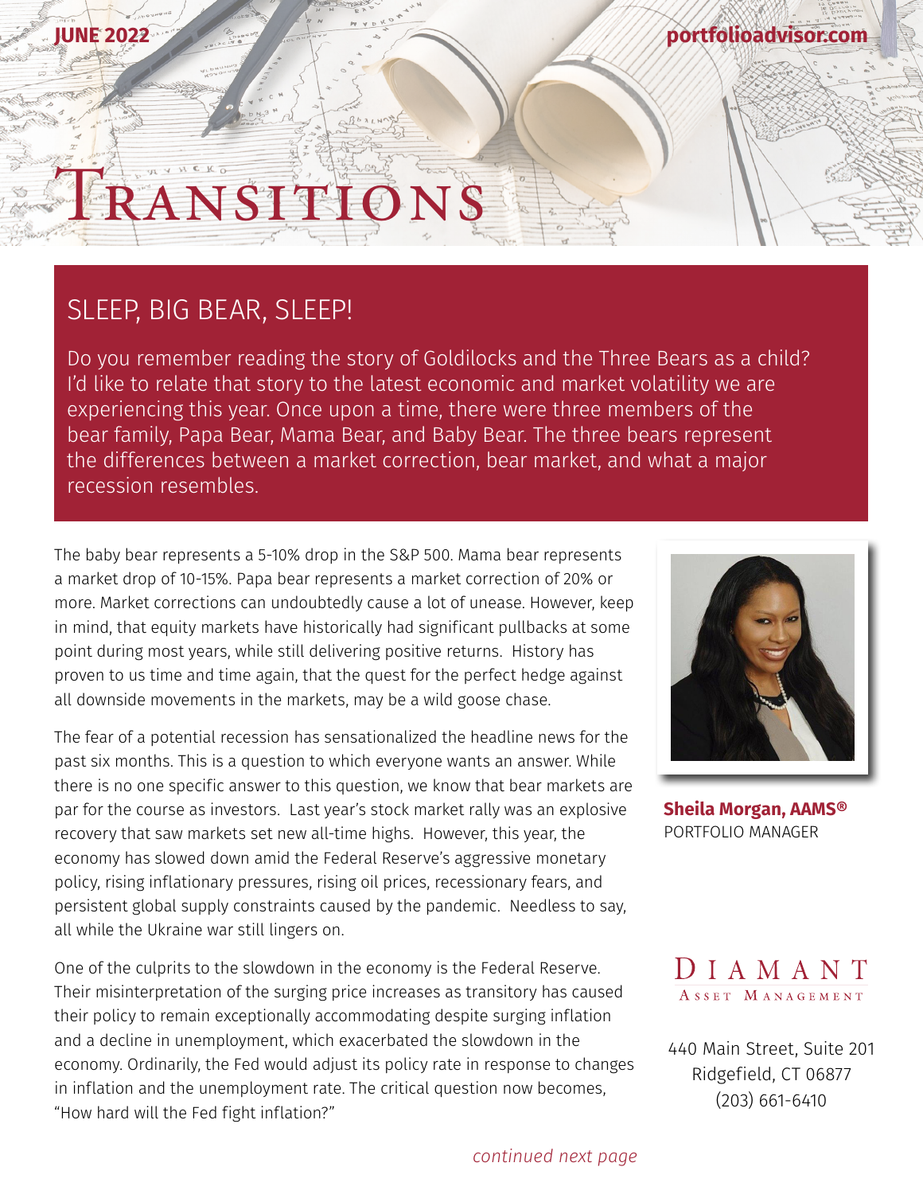JUNE 2022 portfolioadvisor.com

# Transitions

## SLEEP, BIG BEAR, SLEEP!

Do you remember reading the story of Goldilocks and the Three Bears as a child? I'd like to relate that story to the latest economic and market volatility we are experiencing this year. Once upon a time, there were three members of the bear family, Papa Bear, Mama Bear, and Baby Bear. The three bears represent the differences between a market correction, bear market, and what a major recession resembles.

The baby bear represents a 5-10% drop in the S&P 500. Mama bear represents a market drop of 10-15%. Papa bear represents a market correction of 20% or more. Market corrections can undoubtedly cause a lot of unease. However, keep in mind, that equity markets have historically had significant pullbacks at some point during most years, while still delivering positive returns. History has proven to us time and time again, that the quest for the perfect hedge against all downside movements in the markets, may be a wild goose chase.

The fear of a potential recession has sensationalized the headline news for the past six months. This is a question to which everyone wants an answer. While there is no one specific answer to this question, we know that bear markets are par for the course as investors. Last year's stock market rally was an explosive recovery that saw markets set new all-time highs. However, this year, the economy has slowed down amid the Federal Reserve's aggressive monetary policy, rising inflationary pressures, rising oil prices, recessionary fears, and persistent global supply constraints caused by the pandemic. Needless to say, all while the Ukraine war still lingers on.

One of the culprits to the slowdown in the economy is the Federal Reserve. Their misinterpretation of the surging price increases as transitory has caused their policy to remain exceptionally accommodating despite surging inflation and a decline in unemployment, which exacerbated the slowdown in the economy. Ordinarily, the Fed would adjust its policy rate in response to changes in inflation and the unemployment rate. The critical question now becomes, "How hard will the Fed fight inflation?"

*continued next page*

**Sheila Morgan, AAMS®**
PORTFOLIO MANAGER

DIAMANT
ASSET MANAGEMENT

440 Main Street, Suite 201
Ridgefield, CT 06877
(203) 661-6410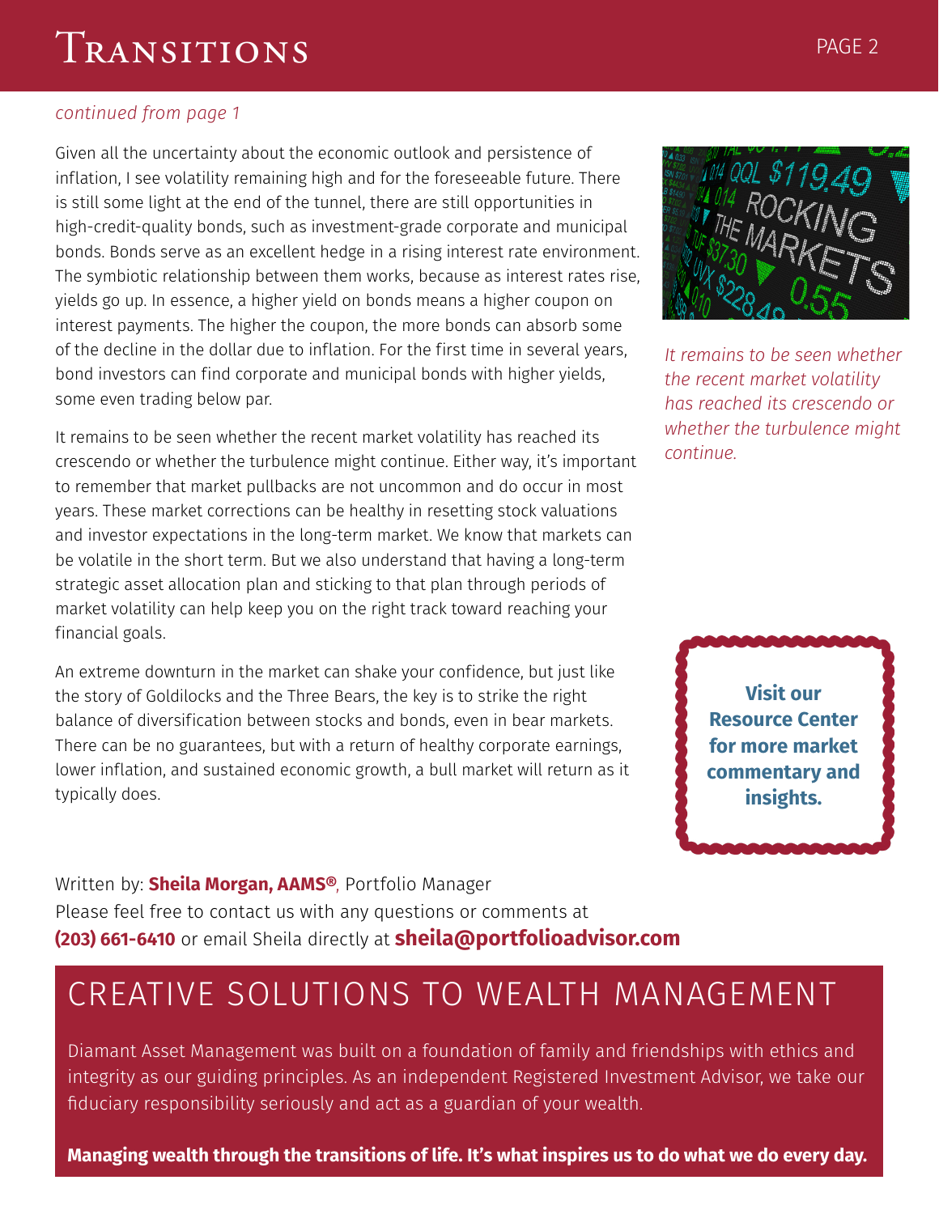*continued from page 1*

Given all the uncertainty about the economic outlook and persistence of inflation, I see volatility remaining high and for the foreseeable future. There is still some light at the end of the tunnel, there are still opportunities in high-credit-quality bonds, such as investment-grade corporate and municipal bonds. Bonds serve as an excellent hedge in a rising interest rate environment. The symbiotic relationship between them works, because as interest rates rise, yields go up. In essence, a higher yield on bonds means a higher coupon on interest payments. The higher the coupon, the more bonds can absorb some of the decline in the dollar due to inflation. For the first time in several years, bond investors can find corporate and municipal bonds with higher yields, some even trading below par.

It remains to be seen whether the recent market volatility has reached its crescendo or whether the turbulence might continue. Either way, it's important to remember that market pullbacks are not uncommon and do occur in most years. These market corrections can be healthy in resetting stock valuations and investor expectations in the long-term market. We know that markets can be volatile in the short term. But we also understand that having a long-term strategic asset allocation plan and sticking to that plan through periods of market volatility can help keep you on the right track toward reaching your financial goals.

An extreme downturn in the market can shake your confidence, but just like the story of Goldilocks and the Three Bears, the key is to strike the right balance of diversification between stocks and bonds, even in bear markets. There can be no guarantees, but with a return of healthy corporate earnings, lower inflation, and sustained economic growth, a bull market will return as it typically does.

*It remains to be seen whether the recent market volatility has reached its crescendo or whether the turbulence might continue.*

**Visit our Resource Center for more market commentary and insights.**

Written by: **Sheila Morgan, AAMS®**, Portfolio Manager
Please feel free to contact us with any questions or comments at **(203) 661-6410** or email Sheila directly at **sheila@portfolioadvisor.com**

## CREATIVE SOLUTIONS TO WEALTH MANAGEMENT

Diamant Asset Management was built on a foundation of family and friendships with ethics and integrity as our guiding principles. As an independent Registered Investment Advisor, we take our fiduciary responsibility seriously and act as a guardian of your wealth.

**Managing wealth through the transitions of life. It's what inspires us to do what we do every day.**